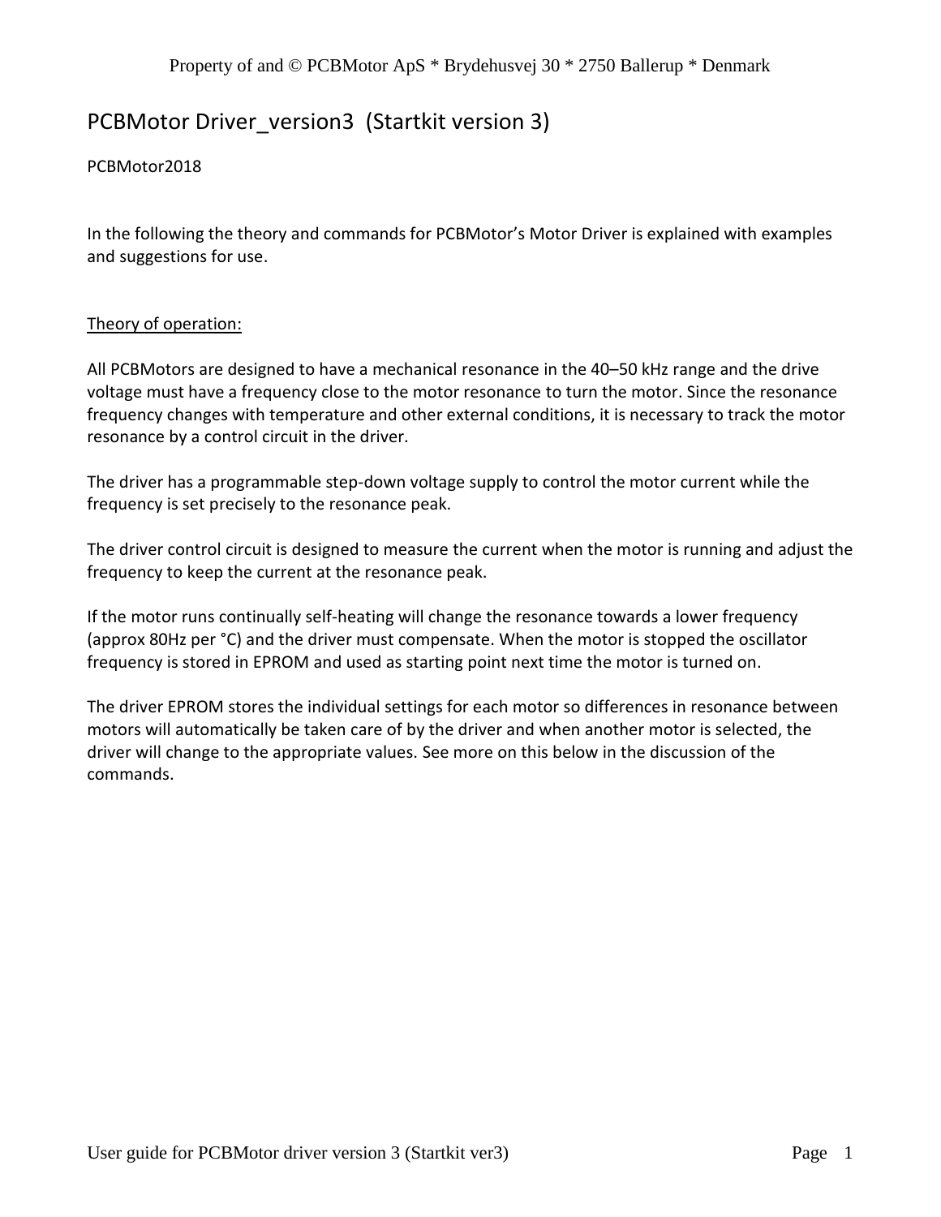# PCBMotor Driver_version3 (Startkit version 3)

PCBMotor2018

In the following the theory and commands for PCBMotor's Motor Driver is explained with examples and suggestions for use.

## Theory of operation:

All PCBMotors are designed to have a mechanical resonance in the 40–50 kHz range and the drive voltage must have a frequency close to the motor resonance to turn the motor. Since the resonance frequency changes with temperature and other external conditions, it is necessary to track the motor resonance by a control circuit in the driver.

The driver has a programmable step-down voltage supply to control the motor current while the frequency is set precisely to the resonance peak.

The driver control circuit is designed to measure the current when the motor is running and adjust the frequency to keep the current at the resonance peak.

If the motor runs continually self-heating will change the resonance towards a lower frequency (approx 80Hz per °C) and the driver must compensate. When the motor is stopped the oscillator frequency is stored in EPROM and used as starting point next time the motor is turned on.

The driver EPROM stores the individual settings for each motor so differences in resonance between motors will automatically be taken care of by the driver and when another motor is selected, the driver will change to the appropriate values. See more on this below in the discussion of the commands.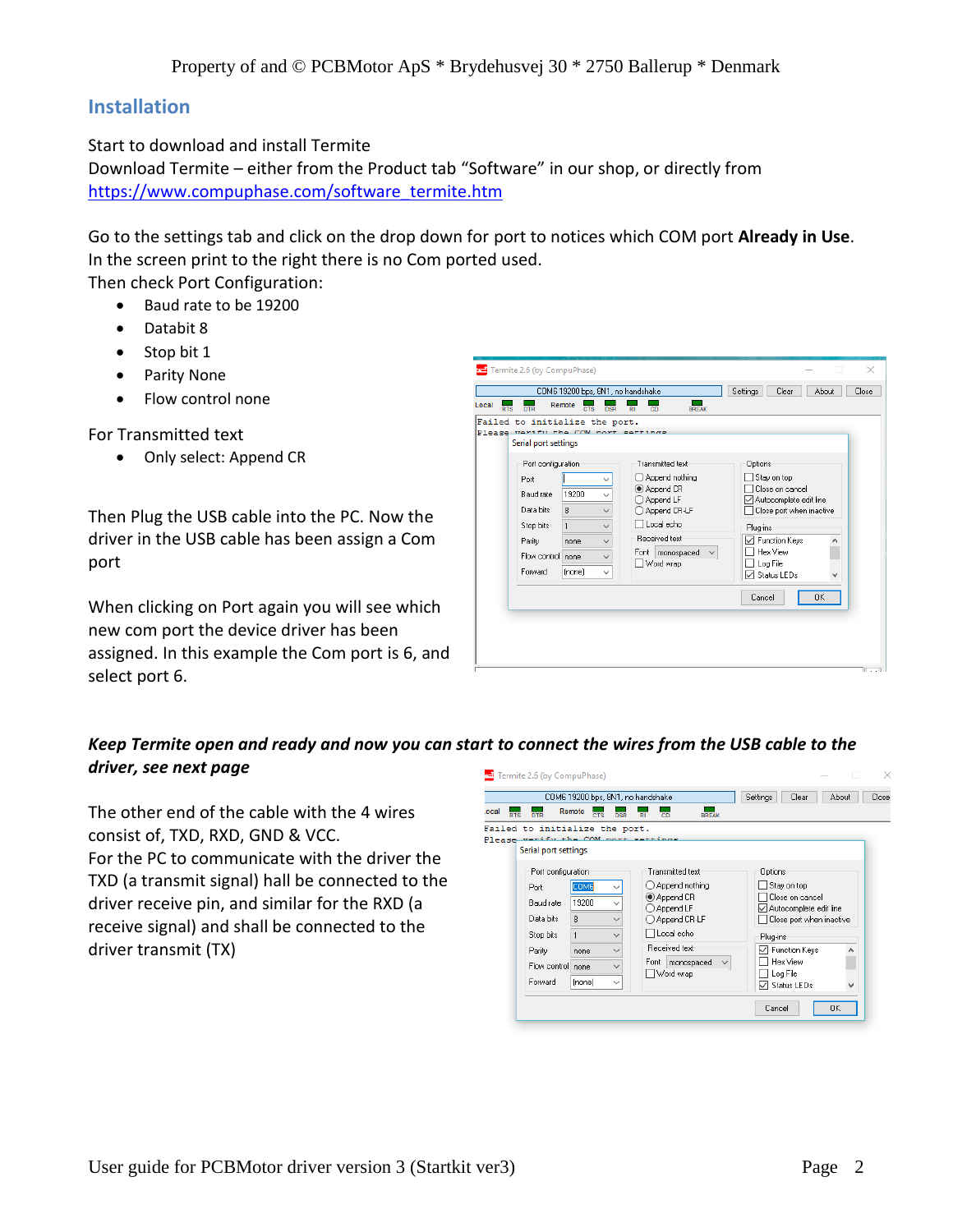## Installation

Start to download and install Termite
Download Termite – either from the Product tab "Software" in our shop, or directly from
https://www.compuphase.com/software_termite.htm

Go to the settings tab and click on the drop down for port to notices which COM port **Already in Use**.
In the screen print to the right there is no Com ported used.
Then check Port Configuration:

- Baud rate to be 19200
- Databit 8
- Stop bit 1
- Parity None
- Flow control none

For Transmitted text

- Only select: Append CR

Then Plug the USB cable into the PC. Now the driver in the USB cable has been assign a Com port

When clicking on Port again you will see which new com port the device driver has been assigned. In this example the Com port is 6, and select port 6.

***Keep Termite open and ready and now you can start to connect the wires from the USB cable to the driver, see next page***

The other end of the cable with the 4 wires consist of, TXD, RXD, GND & VCC.
For the PC to communicate with the driver the TXD (a transmit signal) hall be connected to the driver receive pin, and similar for the RXD (a receive signal) and shall be connected to the driver transmit (TX)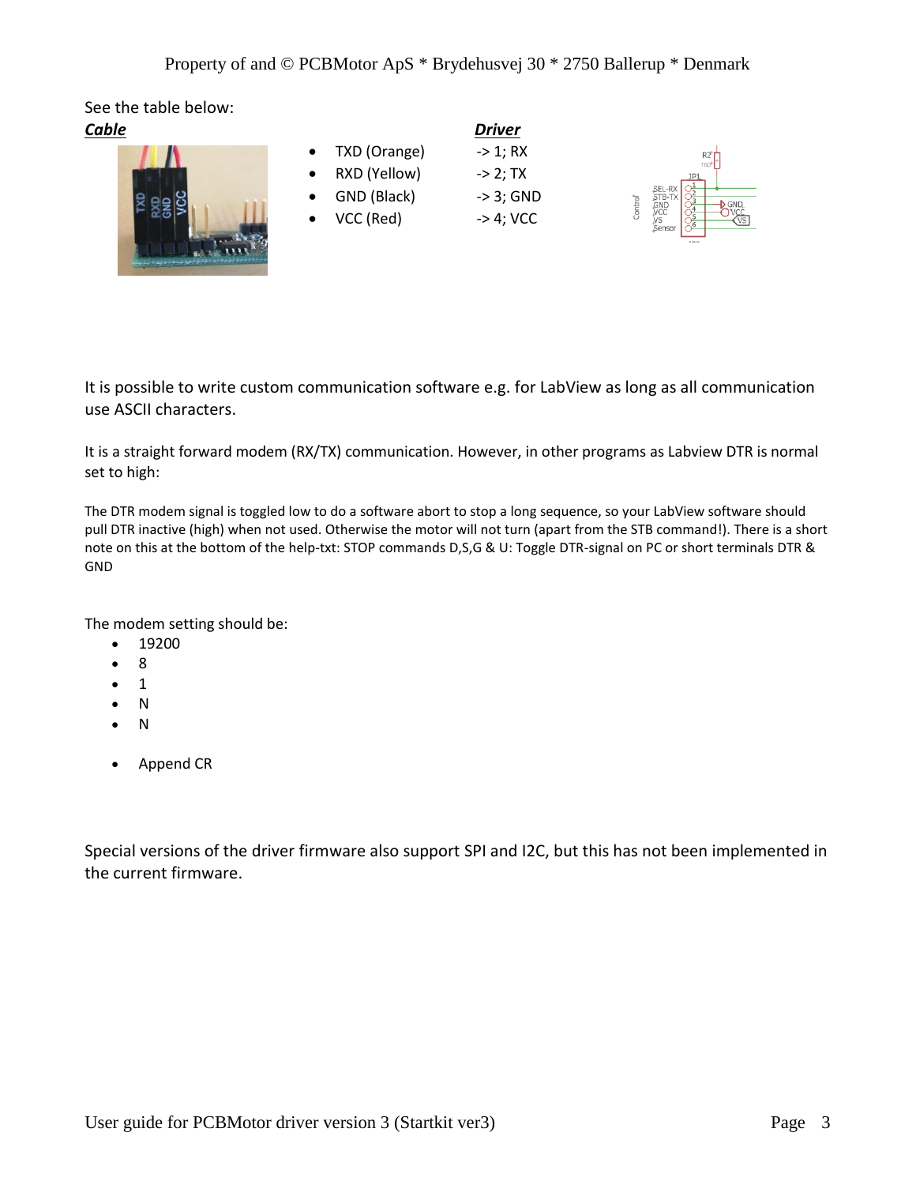See the table below:

***Cable*** / ***Driver***

- TXD (Orange) -> 1; RX
- RXD (Yellow) -> 2; TX
- GND (Black) -> 3; GND
- VCC (Red) -> 4; VCC

It is possible to write custom communication software e.g. for LabView as long as all communication use ASCII characters.

It is a straight forward modem (RX/TX) communication. However, in other programs as Labview DTR is normal set to high:

The DTR modem signal is toggled low to do a software abort to stop a long sequence, so your LabView software should pull DTR inactive (high) when not used. Otherwise the motor will not turn (apart from the STB command!). There is a short note on this at the bottom of the help-txt: STOP commands D,S,G & U: Toggle DTR-signal on PC or short terminals DTR & GND

The modem setting should be:

- 19200
- 8
- 1
- N
- N

- Append CR

Special versions of the driver firmware also support SPI and I2C, but this has not been implemented in the current firmware.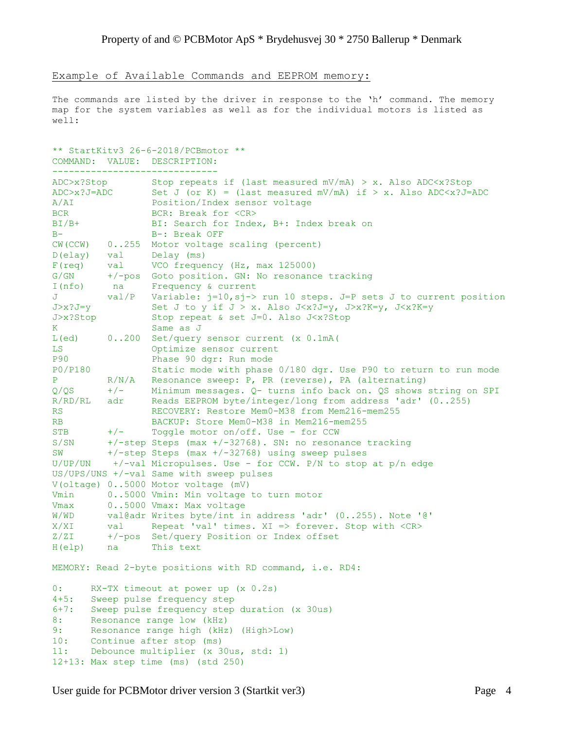Example of Available Commands and EEPROM memory:

The commands are listed by the driver in response to the ‘h’ command. The memory map for the system variables as well as for the individual motors is listed as well:

```
** StartKitv3 26-6-2018/PCBmotor **
COMMAND:  VALUE:  DESCRIPTION:
------------------------------
ADC>x?Stop        Stop repeats if (last measured mV/mA) > x. Also ADC<x?Stop
ADC>x?J=ADC       Set J (or K) = (last measured mV/mA) if > x. Also ADC<x?J=ADC
A/AI              Position/Index sensor voltage
BCR               BCR: Break for <CR>
BI/B+             BI: Search for Index, B+: Index break on
B-                B-: Break OFF
CW(CCW)   0..255  Motor voltage scaling (percent)
D(elay)   val     Delay (ms)
F(req)    val     VCO frequency (Hz, max 125000)
G/GN      +/-pos  Goto position. GN: No resonance tracking
I(nfo)     na     Frequency & current
J         val/P   Variable: j=10,sj-> run 10 steps. J=P sets J to current position
J>x?J=y           Set J to y if J > x. Also J<x?J=y, J>x?K=y, J<x?K=y
J>x?Stop          Stop repeat & set J=0. Also J<x?Stop
K                 Same as J
L(ed)     0..200  Set/query sensor current (x 0.1mA(
LS                Optimize sensor current
P90               Phase 90 dgr: Run mode
P0/P180           Static mode with phase 0/180 dgr. Use P90 to return to run mode
P         R/N/A   Resonance sweep: P, PR (reverse), PA (alternating)
Q/QS      +/-     Minimum messages. Q- turns info back on. QS shows string on SPI
R/RD/RL   adr     Reads EEPROM byte/integer/long from address 'adr' (0..255)
RS                RECOVERY: Restore Mem0-M38 from Mem216-mem255
RB                BACKUP: Store Mem0-M38 in Mem216-mem255
STB       +/-     Toggle motor on/off. Use - for CCW
S/SN      +/-step Steps (max +/-32768). SN: no resonance tracking
SW        +/-step Steps (max +/-32768) using sweep pulses
U/UP/UN    +/-val Micropulses. Use - for CCW. P/N to stop at p/n edge
US/UPS/UNS +/-val Same with sweep pulses
V(oltage) 0..5000 Motor voltage (mV)
Vmin      0..5000 Vmin: Min voltage to turn motor
Vmax      0..5000 Vmax: Max voltage
W/WD      val@adr Writes byte/int in address 'adr' (0..255). Note '@'
X/XI      val     Repeat 'val' times. XI => forever. Stop with <CR>
Z/ZI      +/-pos  Set/query Position or Index offset
H(elp)    na      This text

MEMORY: Read 2-byte positions with RD command, i.e. RD4:

0:     RX-TX timeout at power up (x 0.2s)
4+5:   Sweep pulse frequency step
6+7:   Sweep pulse frequency step duration (x 30us)
8:     Resonance range low (kHz)
9:     Resonance range high (kHz) (High>Low)
10:    Continue after stop (ms)
11:    Debounce multiplier (x 30us, std: 1)
12+13: Max step time (ms) (std 250)
```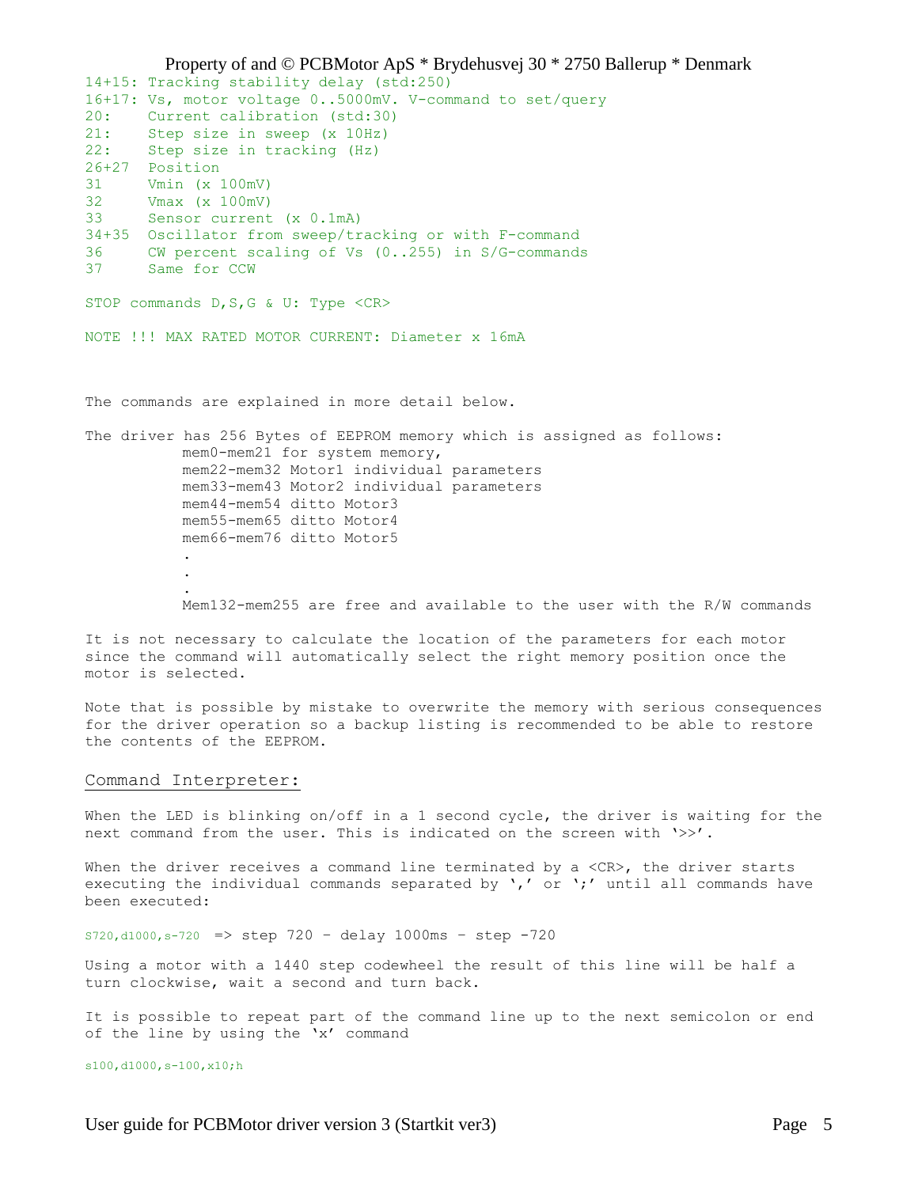```
14+15: Tracking stability delay (std:250)
16+17: Vs, motor voltage 0..5000mV. V-command to set/query
20:    Current calibration (std:30)
21:    Step size in sweep (x 10Hz)
22:    Step size in tracking (Hz)
26+27  Position
31     Vmin (x 100mV)
32     Vmax (x 100mV)
33     Sensor current (x 0.1mA)
34+35  Oscillator from sweep/tracking or with F-command
36     CW percent scaling of Vs (0..255) in S/G-commands
37     Same for CCW

STOP commands D,S,G & U: Type <CR>

NOTE !!! MAX RATED MOTOR CURRENT: Diameter x 16mA
```

The commands are explained in more detail below.

The driver has 256 Bytes of EEPROM memory which is assigned as follows:

```
mem0-mem21 for system memory,
mem22-mem32 Motor1 individual parameters
mem33-mem43 Motor2 individual parameters
mem44-mem54 ditto Motor3
mem55-mem65 ditto Motor4
mem66-mem76 ditto Motor5
.
.
.
Mem132-mem255 are free and available to the user with the R/W commands
```

It is not necessary to calculate the location of the parameters for each motor since the command will automatically select the right memory position once the motor is selected.

Note that is possible by mistake to overwrite the memory with serious consequences for the driver operation so a backup listing is recommended to be able to restore the contents of the EEPROM.

## Command Interpreter:

When the LED is blinking on/off in a 1 second cycle, the driver is waiting for the next command from the user. This is indicated on the screen with '>>'.

When the driver receives a command line terminated by a <CR>, the driver starts executing the individual commands separated by ',' or ';' until all commands have been executed:

`S720,d1000,s-720` => step 720 – delay 1000ms – step -720

Using a motor with a 1440 step codewheel the result of this line will be half a turn clockwise, wait a second and turn back.

It is possible to repeat part of the command line up to the next semicolon or end of the line by using the 'x' command

```
s100,d1000,s-100,x10;h
```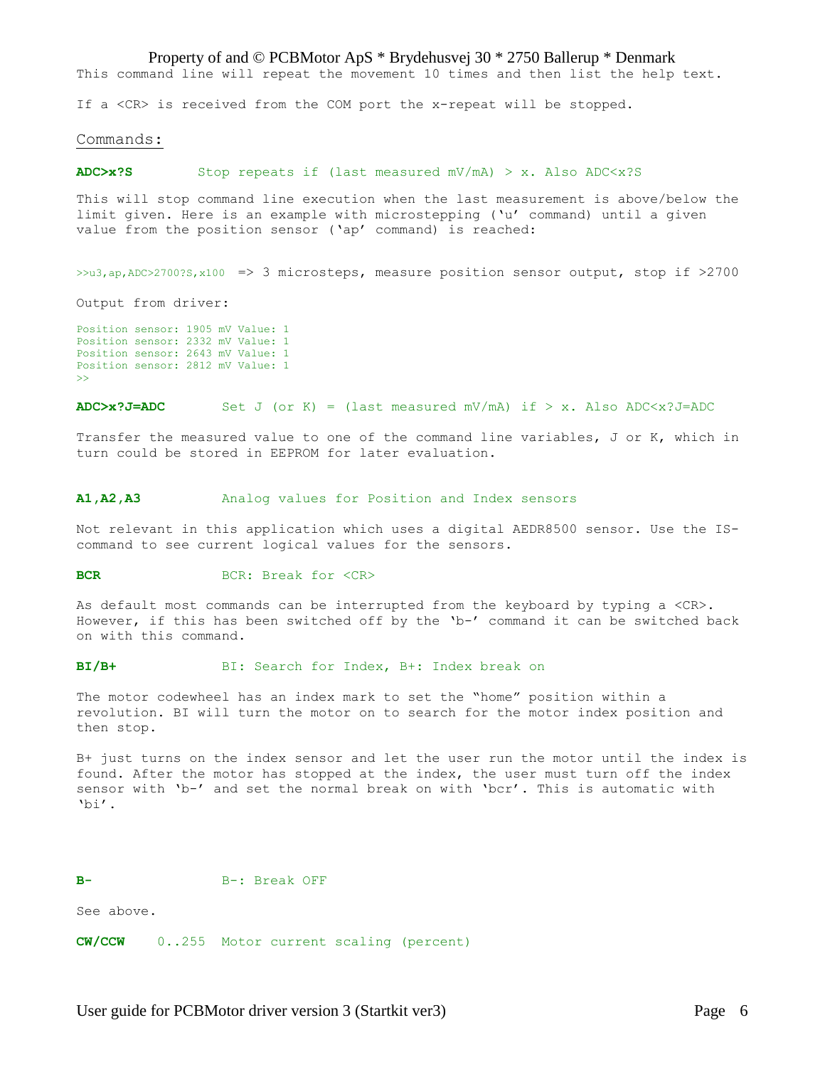This command line will repeat the movement 10 times and then list the help text.

If a <CR> is received from the COM port the x-repeat will be stopped.

## Commands:

**ADC>x?S** Stop repeats if (last measured mV/mA) > x. Also ADC<x?S

This will stop command line execution when the last measurement is above/below the limit given. Here is an example with microstepping ('u' command) until a given value from the position sensor ('ap' command) is reached:

`>>u3,ap,ADC>2700?S,x100` => 3 microsteps, measure position sensor output, stop if >2700

Output from driver:

```
Position sensor: 1905 mV Value: 1
Position sensor: 2332 mV Value: 1
Position sensor: 2643 mV Value: 1
Position sensor: 2812 mV Value: 1
>>
```

**ADC>x?J=ADC** Set J (or K) = (last measured mV/mA) if > x. Also ADC<x?J=ADC

Transfer the measured value to one of the command line variables, J or K, which in turn could be stored in EEPROM for later evaluation.

**A1,A2,A3** Analog values for Position and Index sensors

Not relevant in this application which uses a digital AEDR8500 sensor. Use the IS-command to see current logical values for the sensors.

**BCR** BCR: Break for <CR>

As default most commands can be interrupted from the keyboard by typing a <CR>. However, if this has been switched off by the 'b-' command it can be switched back on with this command.

**BI/B+** BI: Search for Index, B+: Index break on

The motor codewheel has an index mark to set the "home" position within a revolution. BI will turn the motor on to search for the motor index position and then stop.

B+ just turns on the index sensor and let the user run the motor until the index is found. After the motor has stopped at the index, the user must turn off the index sensor with 'b-' and set the normal break on with 'bcr'. This is automatic with 'bi'.

**B-** B-: Break OFF

See above.

**CW/CCW** 0..255 Motor current scaling (percent)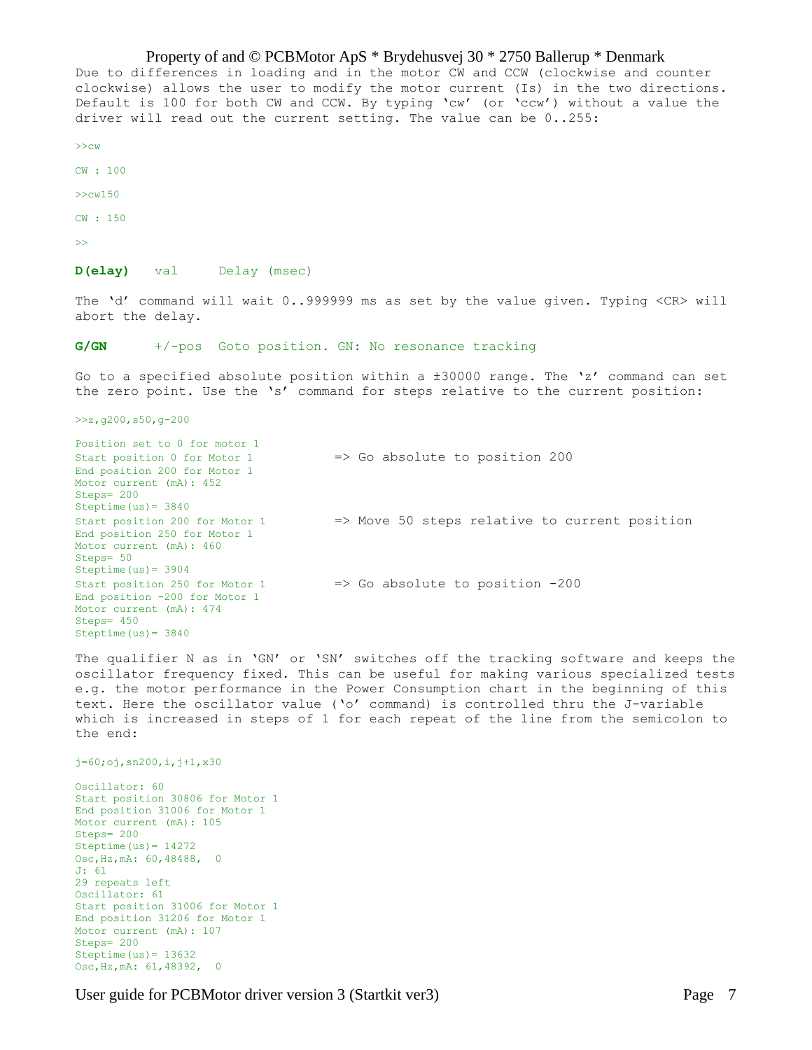Due to differences in loading and in the motor CW and CCW (clockwise and counter clockwise) allows the user to modify the motor current (Is) in the two directions. Default is 100 for both CW and CCW. By typing ‘cw’ (or ‘ccw’) without a value the driver will read out the current setting. The value can be 0..255:

```
>>cw
CW : 100
>>cw150
CW : 150
>>
```

**D(elay)** val Delay (msec)

The ‘d’ command will wait 0..999999 ms as set by the value given. Typing <CR> will abort the delay.

**G/GN** +/-pos Goto position. GN: No resonance tracking

Go to a specified absolute position within a ±30000 range. The ‘z’ command can set the zero point. Use the ‘s’ command for steps relative to the current position:

```
>>z,g200,s50,g-200

Position set to 0 for motor 1
Start position 0 for Motor 1          => Go absolute to position 200
End position 200 for Motor 1
Motor current (mA): 452
Steps= 200
Steptime(us)= 3840
Start position 200 for Motor 1        => Move 50 steps relative to current position
End position 250 for Motor 1
Motor current (mA): 460
Steps= 50
Steptime(us)= 3904
Start position 250 for Motor 1        => Go absolute to position -200
End position -200 for Motor 1
Motor current (mA): 474
Steps= 450
Steptime(us)= 3840
```

The qualifier N as in ‘GN’ or ‘SN’ switches off the tracking software and keeps the oscillator frequency fixed. This can be useful for making various specialized tests e.g. the motor performance in the Power Consumption chart in the beginning of this text. Here the oscillator value (‘o’ command) is controlled thru the J-variable which is increased in steps of 1 for each repeat of the line from the semicolon to the end:

```
j=60;oj,sn200,i,j+1,x30

Oscillator: 60
Start position 30806 for Motor 1
End position 31006 for Motor 1
Motor current (mA): 105
Steps= 200
Steptime(us)= 14272
Osc,Hz,mA: 60,48488,  0
J: 61
29 repeats left
Oscillator: 61
Start position 31006 for Motor 1
End position 31206 for Motor 1
Motor current (mA): 107
Steps= 200
Steptime(us)= 13632
Osc,Hz,mA: 61,48392,  0
```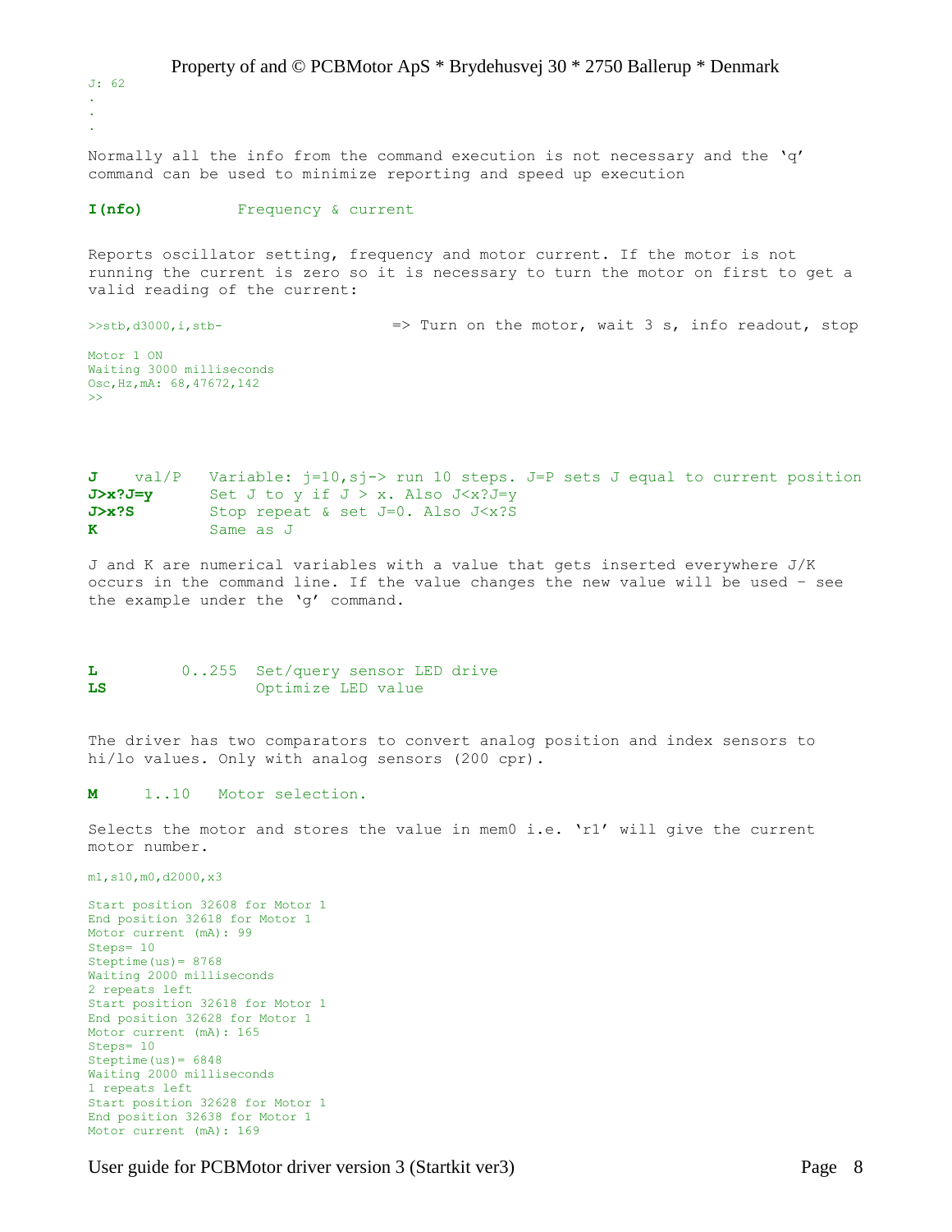```
J: 62
.
.
.
```

Normally all the info from the command execution is not necessary and the 'q' command can be used to minimize reporting and speed up execution

**I(nfo)**          Frequency & current

Reports oscillator setting, frequency and motor current. If the motor is not running the current is zero so it is necessary to turn the motor on first to get a valid reading of the current:

```
>>stb,d3000,i,stb-                    => Turn on the motor, wait 3 s, info readout, stop

Motor 1 ON
Waiting 3000 milliseconds
Osc,Hz,mA: 68,47672,142
>>
```

**J**    val/P   Variable: j=10,sj-> run 10 steps. J=P sets J equal to current position
**J>x?J=y**      Set J to y if J > x. Also J<x?J=y
**J>x?S**        Stop repeat & set J=0. Also J<x?S
**K**            Same as J

J and K are numerical variables with a value that gets inserted everywhere J/K occurs in the command line. If the value changes the new value will be used – see the example under the 'g' command.

**L**         0..255  Set/query sensor LED drive
**LS**                Optimize LED value

The driver has two comparators to convert analog position and index sensors to hi/lo values. Only with analog sensors (200 cpr).

**M**     1..10   Motor selection.

Selects the motor and stores the value in mem0 i.e. 'r1' will give the current motor number.

```
m1,s10,m0,d2000,x3

Start position 32608 for Motor 1
End position 32618 for Motor 1
Motor current (mA): 99
Steps= 10
Steptime(us)= 8768
Waiting 2000 milliseconds
2 repeats left
Start position 32618 for Motor 1
End position 32628 for Motor 1
Motor current (mA): 165
Steps= 10
Steptime(us)= 6848
Waiting 2000 milliseconds
1 repeats left
Start position 32628 for Motor 1
End position 32638 for Motor 1
Motor current (mA): 169
```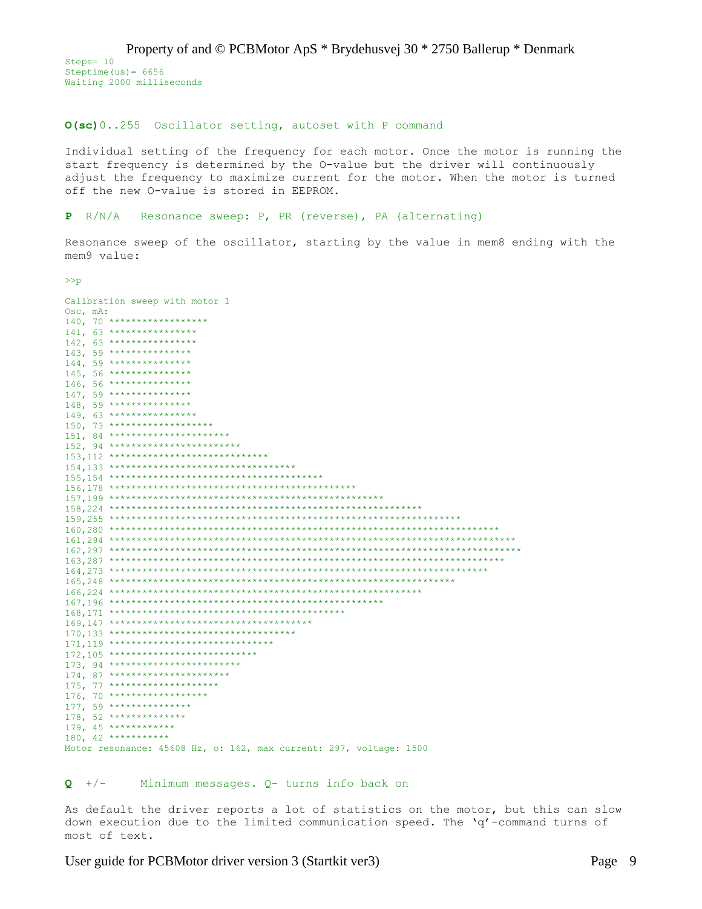```
Steps= 10
Steptime(us)= 6656
Waiting 2000 milliseconds
```

**O(sc)** 0..255 Oscillator setting, autoset with P command

Individual setting of the frequency for each motor. Once the motor is running the start frequency is determined by the O-value but the driver will continuously adjust the frequency to maximize current for the motor. When the motor is turned off the new O-value is stored in EEPROM.

**P** R/N/A Resonance sweep: P, PR (reverse), PA (alternating)

Resonance sweep of the oscillator, starting by the value in mem8 ending with the mem9 value:

```
>>p

Calibration sweep with motor 1
Osc, mA:
140, 70 ******************
141, 63 ****************
142, 63 ****************
143, 59 ***************
144, 59 ***************
145, 56 **************
146, 56 **************
147, 59 ***************
148, 59 ***************
149, 63 ****************
150, 73 ******************
151, 84 *********************
152, 94 ***********************
153,112 ****************************
154,133 *********************************
155,154 **************************************
156,178 ********************************************
157,199 **************************************************
158,224 ********************************************************
159,255 ****************************************************************
160,280 **********************************************************************
161,294 *************************************************************************
162,297 **************************************************************************
163,287 ************************************************************************
164,273 ********************************************************************
165,248 **************************************************************
166,224 ********************************************************
167,196 *************************************************
168,171 *******************************************
169,147 *************************************
170,133 *********************************
171,119 ******************************
172,105 **************************
173, 94 ***********************
174, 87 **********************
175, 77 *******************
176, 70 ******************
177, 59 ***************
178, 52 *************
179, 45 ***********
180, 42 **********
Motor resonance: 45608 Hz, o: 162, max current: 297, voltage: 1500
```

**Q** +/- Minimum messages. Q- turns info back on

As default the driver reports a lot of statistics on the motor, but this can slow down execution due to the limited communication speed. The 'q'-command turns of most of text.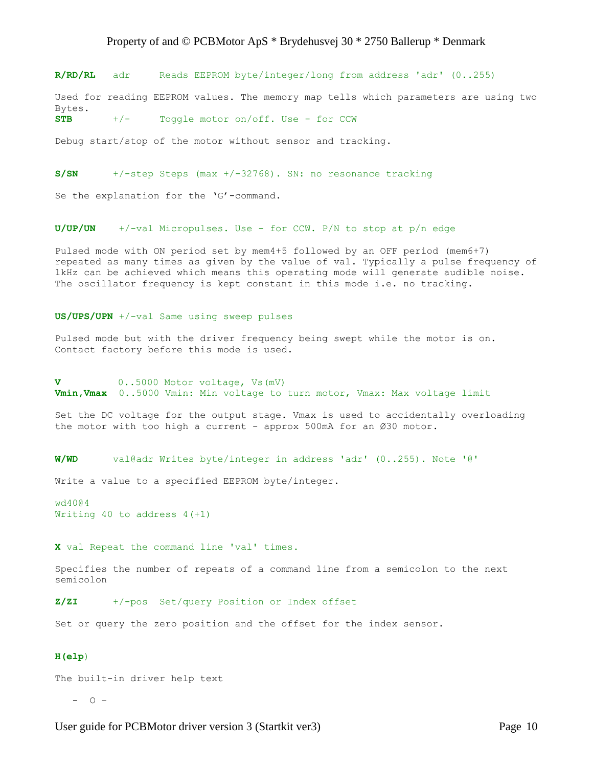**R/RD/RL** adr Reads EEPROM byte/integer/long from address 'adr' (0..255)

Used for reading EEPROM values. The memory map tells which parameters are using two Bytes.

**STB** +/- Toggle motor on/off. Use - for CCW

Debug start/stop of the motor without sensor and tracking.

**S/SN** +/-step Steps (max +/-32768). SN: no resonance tracking

Se the explanation for the 'G'-command.

**U/UP/UN** +/-val Micropulses. Use - for CCW. P/N to stop at p/n edge

Pulsed mode with ON period set by mem4+5 followed by an OFF period (mem6+7) repeated as many times as given by the value of val. Typically a pulse frequency of 1kHz can be achieved which means this operating mode will generate audible noise. The oscillator frequency is kept constant in this mode i.e. no tracking.

**US/UPS/UPN** +/-val Same using sweep pulses

Pulsed mode but with the driver frequency being swept while the motor is on. Contact factory before this mode is used.

**V** 0..5000 Motor voltage, Vs(mV)
**Vmin,Vmax** 0..5000 Vmin: Min voltage to turn motor, Vmax: Max voltage limit

Set the DC voltage for the output stage. Vmax is used to accidentally overloading the motor with too high a current - approx 500mA for an Ø30 motor.

**W/WD** val@adr Writes byte/integer in address 'adr' (0..255). Note '@'

Write a value to a specified EEPROM byte/integer.

```
wd40@4
Writing 40 to address 4(+1)
```

**X** val Repeat the command line 'val' times.

Specifies the number of repeats of a command line from a semicolon to the next semicolon

**Z/ZI** +/-pos Set/query Position or Index offset

Set or query the zero position and the offset for the index sensor.

**H(elp)**

The built-in driver help text

- o -